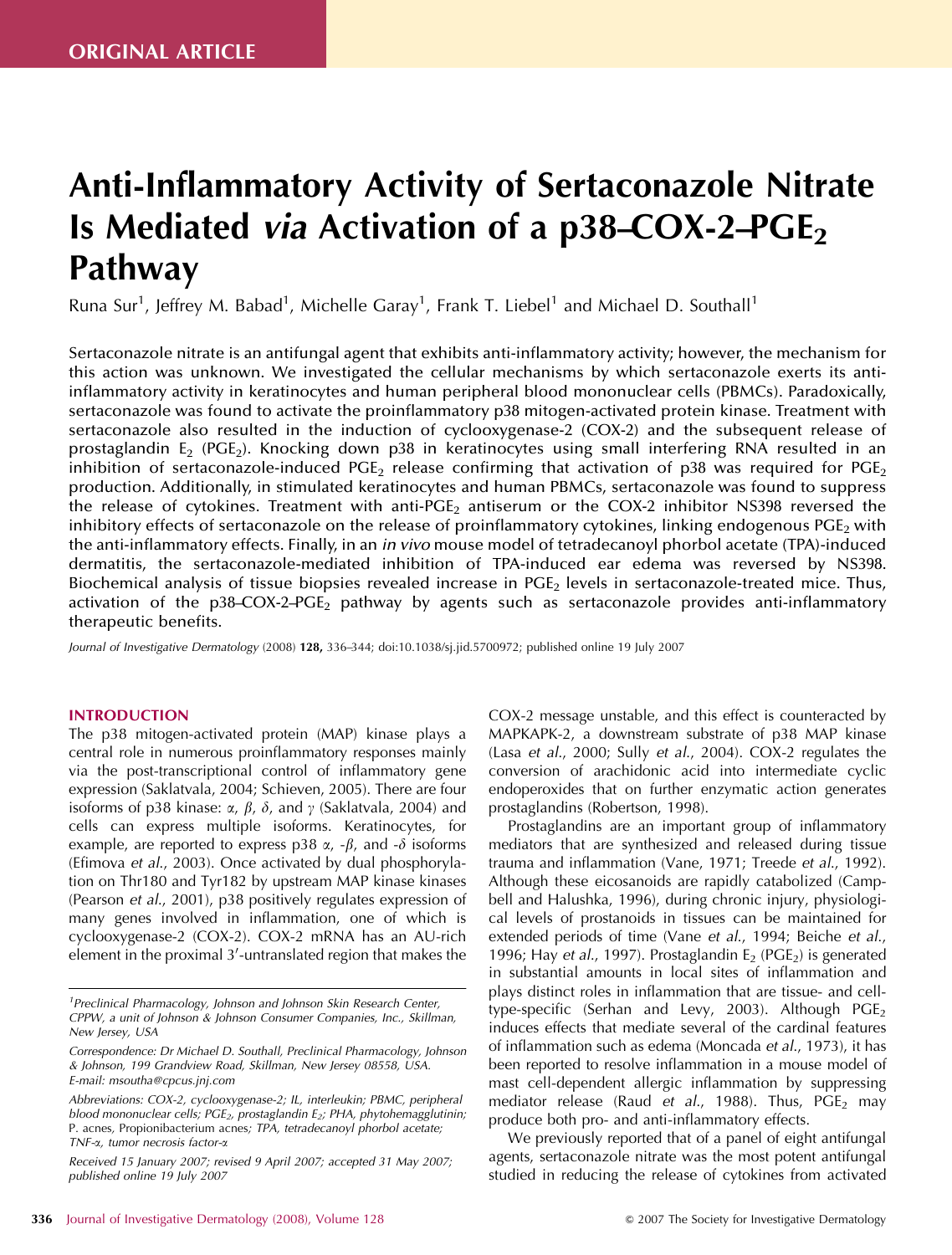ORIGINAL ARTICLE

# Anti-Inflammatory Activity of Sertaconazole Nitrate Is Mediated *via* Activation of a p38–COX-2–$PGE_2$ Pathway

Runa Sur[1], Jeffrey M. Babad[1], Michelle Garay[1], Frank T. Liebel[1] and Michael D. Southall[1]

Sertaconazole nitrate is an antifungal agent that exhibits anti-inflammatory activity; however, the mechanism for this action was unknown. We investigated the cellular mechanisms by which sertaconazole exerts its anti-inflammatory activity in keratinocytes and human peripheral blood mononuclear cells (PBMCs). Paradoxically, sertaconazole was found to activate the proinflammatory p38 mitogen-activated protein kinase. Treatment with sertaconazole also resulted in the induction of cyclooxygenase-2 (COX-2) and the subsequent release of prostaglandin $E_2$ ($PGE_2$). Knocking down p38 in keratinocytes using small interfering RNA resulted in an inhibition of sertaconazole-induced $PGE_2$ release confirming that activation of p38 was required for $PGE_2$ production. Additionally, in stimulated keratinocytes and human PBMCs, sertaconazole was found to suppress the release of cytokines. Treatment with anti-$PGE_2$ antiserum or the COX-2 inhibitor NS398 reversed the inhibitory effects of sertaconazole on the release of proinflammatory cytokines, linking endogenous $PGE_2$ with the anti-inflammatory effects. Finally, in an *in vivo* mouse model of tetradecanoyl phorbol acetate (TPA)-induced dermatitis, the sertaconazole-mediated inhibition of TPA-induced ear edema was reversed by NS398. Biochemical analysis of tissue biopsies revealed increase in $PGE_2$ levels in sertaconazole-treated mice. Thus, activation of the p38–COX-2–$PGE_2$ pathway by agents such as sertaconazole provides anti-inflammatory therapeutic benefits.

*Journal of Investigative Dermatology* (2008) **128,** 336–344; doi:10.1038/sj.jid.5700972; published online 19 July 2007

## INTRODUCTION

The p38 mitogen-activated protein (MAP) kinase plays a central role in numerous proinflammatory responses mainly via the post-transcriptional control of inflammatory gene expression (Saklatvala, 2004; Schieven, 2005). There are four isoforms of p38 kinase: $\alpha$, $\beta$, $\delta$, and $\gamma$ (Saklatvala, 2004) and cells can express multiple isoforms. Keratinocytes, for example, are reported to express p38 $\alpha$, -$\beta$, and -$\delta$ isoforms (Efimova *et al.*, 2003). Once activated by dual phosphorylation on Thr180 and Tyr182 by upstream MAP kinase kinases (Pearson *et al.*, 2001), p38 positively regulates expression of many genes involved in inflammation, one of which is cyclooxygenase-2 (COX-2). COX-2 mRNA has an AU-rich element in the proximal 3′-untranslated region that makes the COX-2 message unstable, and this effect is counteracted by MAPKAPK-2, a downstream substrate of p38 MAP kinase (Lasa *et al.*, 2000; Sully *et al.*, 2004). COX-2 regulates the conversion of arachidonic acid into intermediate cyclic endoperoxides that on further enzymatic action generates prostaglandins (Robertson, 1998).

Prostaglandins are an important group of inflammatory mediators that are synthesized and released during tissue trauma and inflammation (Vane, 1971; Treede *et al.*, 1992). Although these eicosanoids are rapidly catabolized (Campbell and Halushka, 1996), during chronic injury, physiological levels of prostanoids in tissues can be maintained for extended periods of time (Vane *et al.*, 1994; Beiche *et al.*, 1996; Hay *et al.*, 1997). Prostaglandin $E_2$ ($PGE_2$) is generated in substantial amounts in local sites of inflammation and plays distinct roles in inflammation that are tissue- and cell-type-specific (Serhan and Levy, 2003). Although $PGE_2$ induces effects that mediate several of the cardinal features of inflammation such as edema (Moncada *et al.*, 1973), it has been reported to resolve inflammation in a mouse model of mast cell-dependent allergic inflammation by suppressing mediator release (Raud *et al.*, 1988). Thus, $PGE_2$ may produce both pro- and anti-inflammatory effects.

We previously reported that of a panel of eight antifungal agents, sertaconazole nitrate was the most potent antifungal studied in reducing the release of cytokines from activated

---

[1]*Preclinical Pharmacology, Johnson and Johnson Skin Research Center, CPPW, a unit of Johnson & Johnson Consumer Companies, Inc., Skillman, New Jersey, USA*

*Correspondence: Dr Michael D. Southall, Preclinical Pharmacology, Johnson & Johnson, 199 Grandview Road, Skillman, New Jersey 08558, USA. E-mail: msoutha@cpcus.jnj.com*

*Abbreviations: COX-2, cyclooxygenase-2; IL, interleukin; PBMC, peripheral blood mononuclear cells; $PGE_2$, prostaglandin $E_2$; PHA, phytohemagglutinin;* P. acnes, *Propionibacterium acnes; TPA, tetradecanoyl phorbol acetate; TNF-$\alpha$, tumor necrosis factor-$\alpha$*

*Received 15 January 2007; revised 9 April 2007; accepted 31 May 2007; published online 19 July 2007*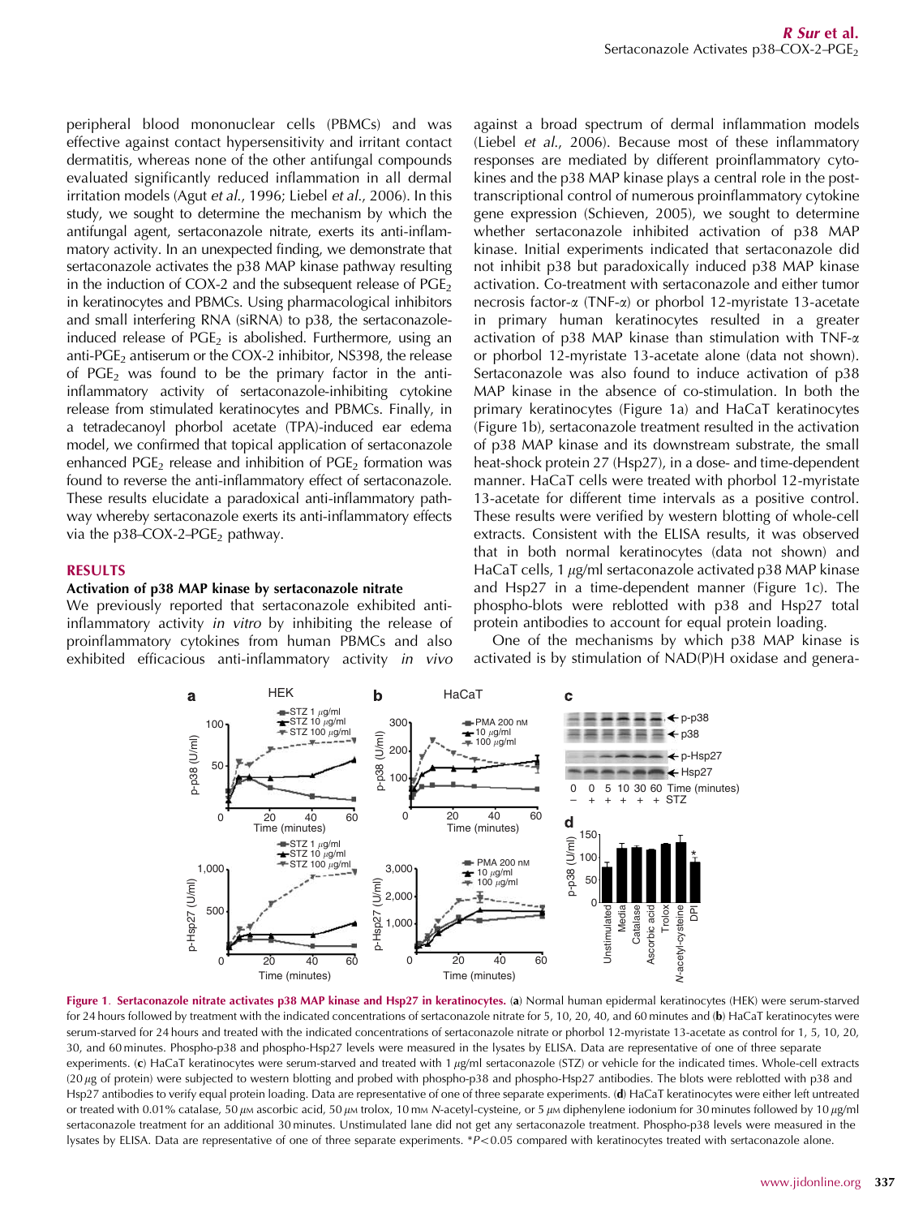peripheral blood mononuclear cells (PBMCs) and was effective against contact hypersensitivity and irritant contact dermatitis, whereas none of the other antifungal compounds evaluated significantly reduced inflammation in all dermal irritation models (Agut *et al.*, 1996; Liebel *et al.*, 2006). In this study, we sought to determine the mechanism by which the antifungal agent, sertaconazole nitrate, exerts its anti-inflammatory activity. In an unexpected finding, we demonstrate that sertaconazole activates the p38 MAP kinase pathway resulting in the induction of COX-2 and the subsequent release of $PGE_2$ in keratinocytes and PBMCs. Using pharmacological inhibitors and small interfering RNA (siRNA) to p38, the sertaconazole-induced release of $PGE_2$ is abolished. Furthermore, using an anti-$PGE_2$ antiserum or the COX-2 inhibitor, NS398, the release of $PGE_2$ was found to be the primary factor in the anti-inflammatory activity of sertaconazole-inhibiting cytokine release from stimulated keratinocytes and PBMCs. Finally, in a tetradecanoyl phorbol acetate (TPA)-induced ear edema model, we confirmed that topical application of sertaconazole enhanced $PGE_2$ release and inhibition of $PGE_2$ formation was found to reverse the anti-inflammatory effect of sertaconazole. These results elucidate a paradoxical anti-inflammatory pathway whereby sertaconazole exerts its anti-inflammatory effects via the p38–COX-2–$PGE_2$ pathway.

## RESULTS

### Activation of p38 MAP kinase by sertaconazole nitrate

We previously reported that sertaconazole exhibited anti-inflammatory activity *in vitro* by inhibiting the release of proinflammatory cytokines from human PBMCs and also exhibited efficacious anti-inflammatory activity *in vivo* against a broad spectrum of dermal inflammation models (Liebel *et al.*, 2006). Because most of these inflammatory responses are mediated by different proinflammatory cytokines and the p38 MAP kinase plays a central role in the post-transcriptional control of numerous proinflammatory cytokine gene expression (Schieven, 2005), we sought to determine whether sertaconazole inhibited activation of p38 MAP kinase. Initial experiments indicated that sertaconazole did not inhibit p38 but paradoxically induced p38 MAP kinase activation. Co-treatment with sertaconazole and either tumor necrosis factor-α (TNF-α) or phorbol 12-myristate 13-acetate in primary human keratinocytes resulted in a greater activation of p38 MAP kinase than stimulation with TNF-α or phorbol 12-myristate 13-acetate alone (data not shown). Sertaconazole was also found to induce activation of p38 MAP kinase in the absence of co-stimulation. In both the primary keratinocytes (Figure 1a) and HaCaT keratinocytes (Figure 1b), sertaconazole treatment resulted in the activation of p38 MAP kinase and its downstream substrate, the small heat-shock protein 27 (Hsp27), in a dose- and time-dependent manner. HaCaT cells were treated with phorbol 12-myristate 13-acetate for different time intervals as a positive control. These results were verified by western blotting of whole-cell extracts. Consistent with the ELISA results, it was observed that in both normal keratinocytes (data not shown) and HaCaT cells, 1 μg/ml sertaconazole activated p38 MAP kinase and Hsp27 in a time-dependent manner (Figure 1c). The phospho-blots were reblotted with p38 and Hsp27 total protein antibodies to account for equal protein loading.

One of the mechanisms by which p38 MAP kinase is activated is by stimulation of NAD(P)H oxidase and genera-

**Figure 1. Sertaconazole nitrate activates p38 MAP kinase and Hsp27 in keratinocytes.** (**a**) Normal human epidermal keratinocytes (HEK) were serum-starved for 24 hours followed by treatment with the indicated concentrations of sertaconazole nitrate for 5, 10, 20, 40, and 60 minutes and (**b**) HaCaT keratinocytes were serum-starved for 24 hours and treated with the indicated concentrations of sertaconazole nitrate or phorbol 12-myristate 13-acetate as control for 1, 5, 10, 20, 30, and 60 minutes. Phospho-p38 and phospho-Hsp27 levels were measured in the lysates by ELISA. Data are representative of one of three separate experiments. (**c**) HaCaT keratinocytes were serum-starved and treated with 1 μg/ml sertaconazole (STZ) or vehicle for the indicated times. Whole-cell extracts (20 μg of protein) were subjected to western blotting and probed with phospho-p38 and phospho-Hsp27 antibodies. The blots were reblotted with p38 and Hsp27 antibodies to verify equal protein loading. Data are representative of one of three separate experiments. (**d**) HaCaT keratinocytes were either left untreated or treated with 0.01% catalase, 50 μM ascorbic acid, 50 μM trolox, 10 mM *N*-acetyl-cysteine, or 5 μM diphenylene iodonium for 30 minutes followed by 10 μg/ml sertaconazole treatment for an additional 30 minutes. Unstimulated lane did not get any sertaconazole treatment. Phospho-p38 levels were measured in the lysates by ELISA. Data are representative of one of three separate experiments. *$P<0.05$ compared with keratinocytes treated with sertaconazole alone.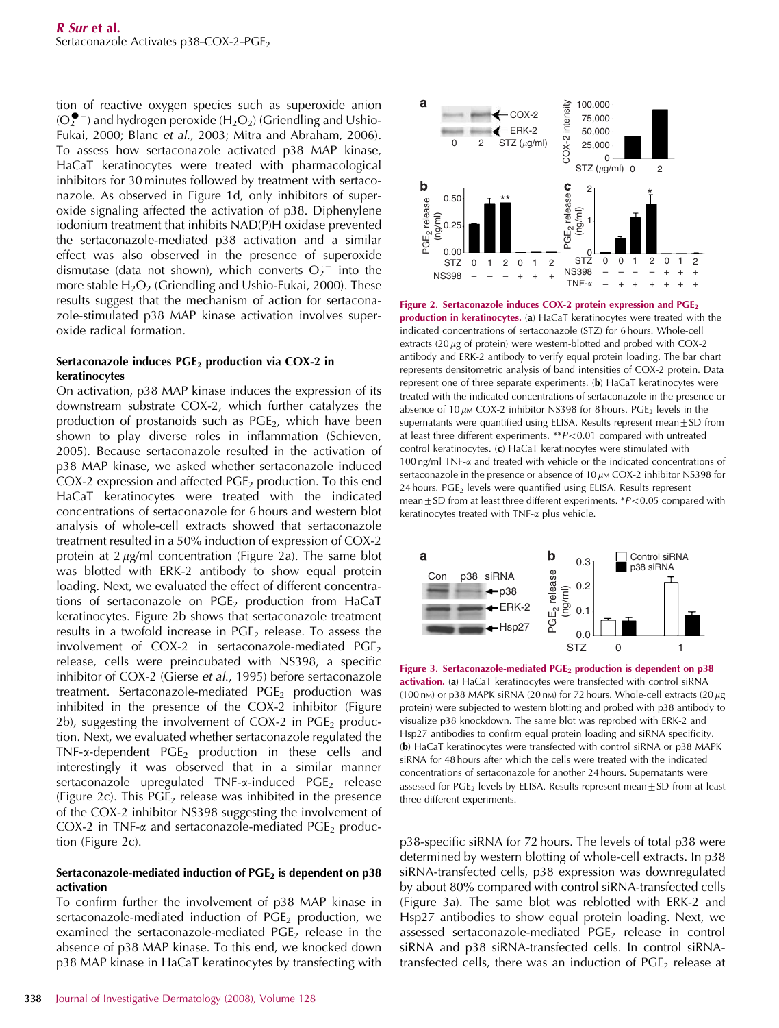tion of reactive oxygen species such as superoxide anion ($O_2^{\bullet -}$) and hydrogen peroxide ($H_2O_2$) (Griendling and Ushio-Fukai, 2000; Blanc *et al.*, 2003; Mitra and Abraham, 2006). To assess how sertaconazole activated p38 MAP kinase, HaCaT keratinocytes were treated with pharmacological inhibitors for 30 minutes followed by treatment with sertaconazole. As observed in Figure 1d, only inhibitors of superoxide signaling affected the activation of p38. Diphenylene iodonium treatment that inhibits NAD(P)H oxidase prevented the sertaconazole-mediated p38 activation and a similar effect was also observed in the presence of superoxide dismutase (data not shown), which converts $O_2^{\cdot -}$ into the more stable $H_2O_2$ (Griendling and Ushio-Fukai, 2000). These results suggest that the mechanism of action for sertaconazole-stimulated p38 MAP kinase activation involves superoxide radical formation.

### Sertaconazole induces $PGE_2$ production via COX-2 in keratinocytes

On activation, p38 MAP kinase induces the expression of its downstream substrate COX-2, which further catalyzes the production of prostanoids such as $PGE_2$, which have been shown to play diverse roles in inflammation (Schieven, 2005). Because sertaconazole resulted in the activation of p38 MAP kinase, we asked whether sertaconazole induced COX-2 expression and affected $PGE_2$ production. To this end HaCaT keratinocytes were treated with the indicated concentrations of sertaconazole for 6 hours and western blot analysis of whole-cell extracts showed that sertaconazole treatment resulted in a 50% induction of expression of COX-2 protein at 2 $\mu$g/ml concentration (Figure 2a). The same blot was blotted with ERK-2 antibody to show equal protein loading. Next, we evaluated the effect of different concentrations of sertaconazole on $PGE_2$ production from HaCaT keratinocytes. Figure 2b shows that sertaconazole treatment results in a twofold increase in $PGE_2$ release. To assess the involvement of COX-2 in sertaconazole-mediated $PGE_2$ release, cells were preincubated with NS398, a specific inhibitor of COX-2 (Gierse *et al.*, 1995) before sertaconazole treatment. Sertaconazole-mediated $PGE_2$ production was inhibited in the presence of the COX-2 inhibitor (Figure 2b), suggesting the involvement of COX-2 in $PGE_2$ production. Next, we evaluated whether sertaconazole regulated the TNF-$\alpha$-dependent $PGE_2$ production in these cells and interestingly it was observed that in a similar manner sertaconazole upregulated TNF-$\alpha$-induced $PGE_2$ release (Figure 2c). This $PGE_2$ release was inhibited in the presence of the COX-2 inhibitor NS398 suggesting the involvement of COX-2 in TNF-$\alpha$ and sertaconazole-mediated $PGE_2$ production (Figure 2c).

### Sertaconazole-mediated induction of $PGE_2$ is dependent on p38 activation

To confirm further the involvement of p38 MAP kinase in sertaconazole-mediated induction of $PGE_2$ production, we examined the sertaconazole-mediated $PGE_2$ release in the absence of p38 MAP kinase. To this end, we knocked down p38 MAP kinase in HaCaT keratinocytes by transfecting with p38-specific siRNA for 72 hours. The levels of total p38 were determined by western blotting of whole-cell extracts. In p38 siRNA-transfected cells, p38 expression was downregulated by about 80% compared with control siRNA-transfected cells (Figure 3a). The same blot was reblotted with ERK-2 and Hsp27 antibodies to show equal protein loading. Next, we assessed sertaconazole-mediated $PGE_2$ release in control siRNA and p38 siRNA-transfected cells. In control siRNA-transfected cells, there was an induction of $PGE_2$ release at

**Figure 2. Sertaconazole induces COX-2 protein expression and $PGE_2$ production in keratinocytes.** (**a**) HaCaT keratinocytes were treated with the indicated concentrations of sertaconazole (STZ) for 6 hours. Whole-cell extracts (20 $\mu$g of protein) were western-blotted and probed with COX-2 antibody and ERK-2 antibody to verify equal protein loading. The bar chart represents densitometric analysis of band intensities of COX-2 protein. Data represent one of three separate experiments. (**b**) HaCaT keratinocytes were treated with the indicated concentrations of sertaconazole in the presence or absence of 10 $\mu$M COX-2 inhibitor NS398 for 8 hours. $PGE_2$ levels in the supernatants were quantified using ELISA. Results represent mean$\pm$SD from at least three different experiments. **$P<0.01$ compared with untreated control keratinocytes. (**c**) HaCaT keratinocytes were stimulated with 100 ng/ml TNF-$\alpha$ and treated with vehicle or the indicated concentrations of sertaconazole in the presence or absence of 10 $\mu$M COX-2 inhibitor NS398 for 24 hours. $PGE_2$ levels were quantified using ELISA. Results represent mean$\pm$SD from at least three different experiments. *$P<0.05$ compared with keratinocytes treated with TNF-$\alpha$ plus vehicle.

**Figure 3. Sertaconazole-mediated $PGE_2$ production is dependent on p38 activation.** (**a**) HaCaT keratinocytes were transfected with control siRNA (100 nM) or p38 MAPK siRNA (20 nM) for 72 hours. Whole-cell extracts (20 $\mu$g protein) were subjected to western blotting and probed with p38 antibody to visualize p38 knockdown. The same blot was reprobed with ERK-2 and Hsp27 antibodies to confirm equal protein loading and siRNA specificity. (**b**) HaCaT keratinocytes were transfected with control siRNA or p38 MAPK siRNA for 48 hours after which the cells were treated with the indicated concentrations of sertaconazole for another 24 hours. Supernatants were assessed for $PGE_2$ levels by ELISA. Results represent mean$\pm$SD from at least three different experiments.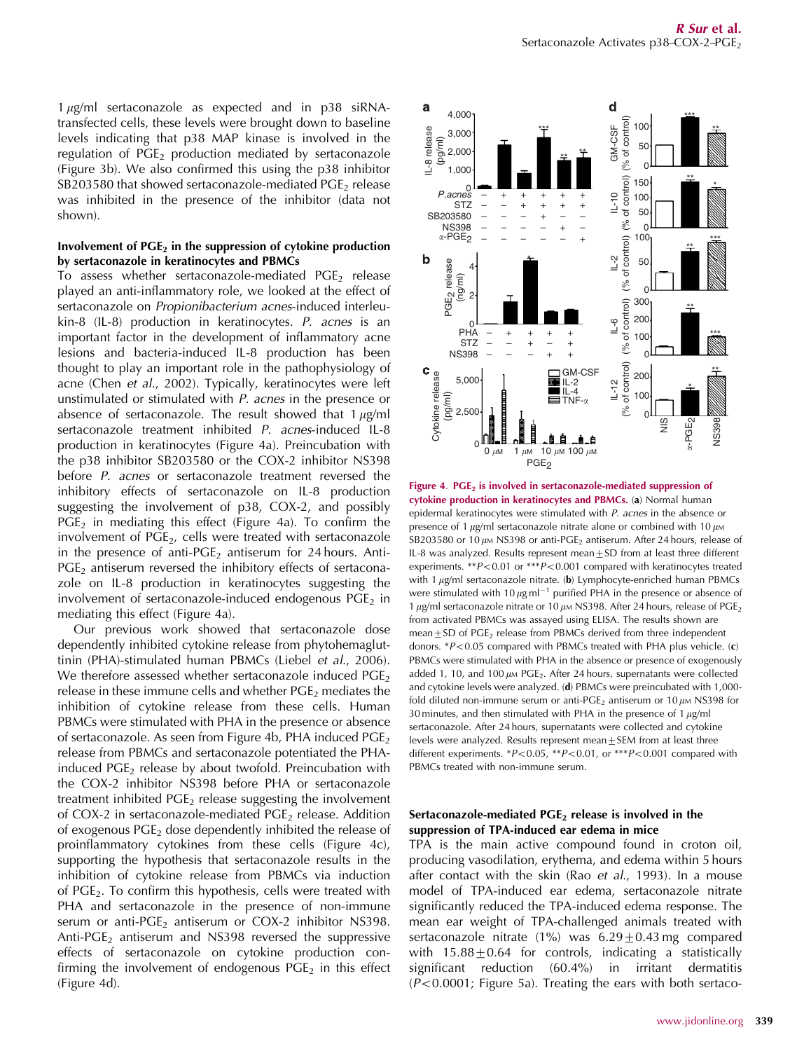1 μg/ml sertaconazole as expected and in p38 siRNA-transfected cells, these levels were brought down to baseline levels indicating that p38 MAP kinase is involved in the regulation of $PGE_2$ production mediated by sertaconazole (Figure 3b). We also confirmed this using the p38 inhibitor SB203580 that showed sertaconazole-mediated $PGE_2$ release was inhibited in the presence of the inhibitor (data not shown).

### Involvement of $PGE_2$ in the suppression of cytokine production by sertaconazole in keratinocytes and PBMCs

To assess whether sertaconazole-mediated $PGE_2$ release played an anti-inflammatory role, we looked at the effect of sertaconazole on *Propionibacterium acnes*-induced interleukin-8 (IL-8) production in keratinocytes. *P. acnes* is an important factor in the development of inflammatory acne lesions and bacteria-induced IL-8 production has been thought to play an important role in the pathophysiology of acne (Chen *et al.*, 2002). Typically, keratinocytes were left unstimulated or stimulated with *P. acnes* in the presence or absence of sertaconazole. The result showed that 1 μg/ml sertaconazole treatment inhibited *P. acnes*-induced IL-8 production in keratinocytes (Figure 4a). Preincubation with the p38 inhibitor SB203580 or the COX-2 inhibitor NS398 before *P. acnes* or sertaconazole treatment reversed the inhibitory effects of sertaconazole on IL-8 production suggesting the involvement of p38, COX-2, and possibly $PGE_2$ in mediating this effect (Figure 4a). To confirm the involvement of $PGE_2$, cells were treated with sertaconazole in the presence of anti-$PGE_2$ antiserum for 24 hours. Anti-$PGE_2$ antiserum reversed the inhibitory effects of sertaconazole on IL-8 production in keratinocytes suggesting the involvement of sertaconazole-induced endogenous $PGE_2$ in mediating this effect (Figure 4a).

Our previous work showed that sertaconazole dose dependently inhibited cytokine release from phytohemagluttinin (PHA)-stimulated human PBMCs (Liebel *et al.*, 2006). We therefore assessed whether sertaconazole induced $PGE_2$ release in these immune cells and whether $PGE_2$ mediates the inhibition of cytokine release from these cells. Human PBMCs were stimulated with PHA in the presence or absence of sertaconazole. As seen from Figure 4b, PHA induced $PGE_2$ release from PBMCs and sertaconazole potentiated the PHA-induced $PGE_2$ release by about twofold. Preincubation with the COX-2 inhibitor NS398 before PHA or sertaconazole treatment inhibited $PGE_2$ release suggesting the involvement of COX-2 in sertaconazole-mediated $PGE_2$ release. Addition of exogenous $PGE_2$ dose dependently inhibited the release of proinflammatory cytokines from these cells (Figure 4c), supporting the hypothesis that sertaconazole results in the inhibition of cytokine release from PBMCs via induction of $PGE_2$. To confirm this hypothesis, cells were treated with PHA and sertaconazole in the presence of non-immune serum or anti-$PGE_2$ antiserum or COX-2 inhibitor NS398. Anti-$PGE_2$ antiserum and NS398 reversed the suppressive effects of sertaconazole on cytokine production confirming the involvement of endogenous $PGE_2$ in this effect (Figure 4d).

**Figure 4. $PGE_2$ is involved in sertaconazole-mediated suppression of cytokine production in keratinocytes and PBMCs.** (**a**) Normal human epidermal keratinocytes were stimulated with *P. acnes* in the absence or presence of 1 μg/ml sertaconazole nitrate alone or combined with 10 μM SB203580 or 10 μM NS398 or anti-$PGE_2$ antiserum. After 24 hours, release of IL-8 was analyzed. Results represent mean±SD from at least three different experiments. \*\*$P<0.01$ or \*\*\*$P<0.001$ compared with keratinocytes treated with 1 μg/ml sertaconazole nitrate. (**b**) Lymphocyte-enriched human PBMCs were stimulated with 10 $\mu g\,ml^{-1}$ purified PHA in the presence or absence of 1 μg/ml sertaconazole nitrate or 10 μM NS398. After 24 hours, release of $PGE_2$ from activated PBMCs was assayed using ELISA. The results shown are mean±SD of $PGE_2$ release from PBMCs derived from three independent donors. \*$P<0.05$ compared with PBMCs treated with PHA plus vehicle. (**c**) PBMCs were stimulated with PHA in the absence or presence of exogenously added 1, 10, and 100 μM $PGE_2$. After 24 hours, supernatants were collected and cytokine levels were analyzed. (**d**) PBMCs were preincubated with 1,000-fold diluted non-immune serum or anti-$PGE_2$ antiserum or 10 μM NS398 for 30 minutes, and then stimulated with PHA in the presence of 1 μg/ml sertaconazole. After 24 hours, supernatants were collected and cytokine levels were analyzed. Results represent mean±SEM from at least three different experiments. \*$P<0.05$, \*\*$P<0.01$, or \*\*\*$P<0.001$ compared with PBMCs treated with non-immune serum.

### Sertaconazole-mediated $PGE_2$ release is involved in the suppression of TPA-induced ear edema in mice

TPA is the main active compound found in croton oil, producing vasodilation, erythema, and edema within 5 hours after contact with the skin (Rao *et al.*, 1993). In a mouse model of TPA-induced ear edema, sertaconazole nitrate significantly reduced the TPA-induced edema response. The mean ear weight of TPA-challenged animals treated with sertaconazole nitrate (1%) was 6.29±0.43 mg compared with 15.88±0.64 for controls, indicating a statistically significant reduction (60.4%) in irritant dermatitis ($P<0.0001$; Figure 5a). Treating the ears with both sertaco-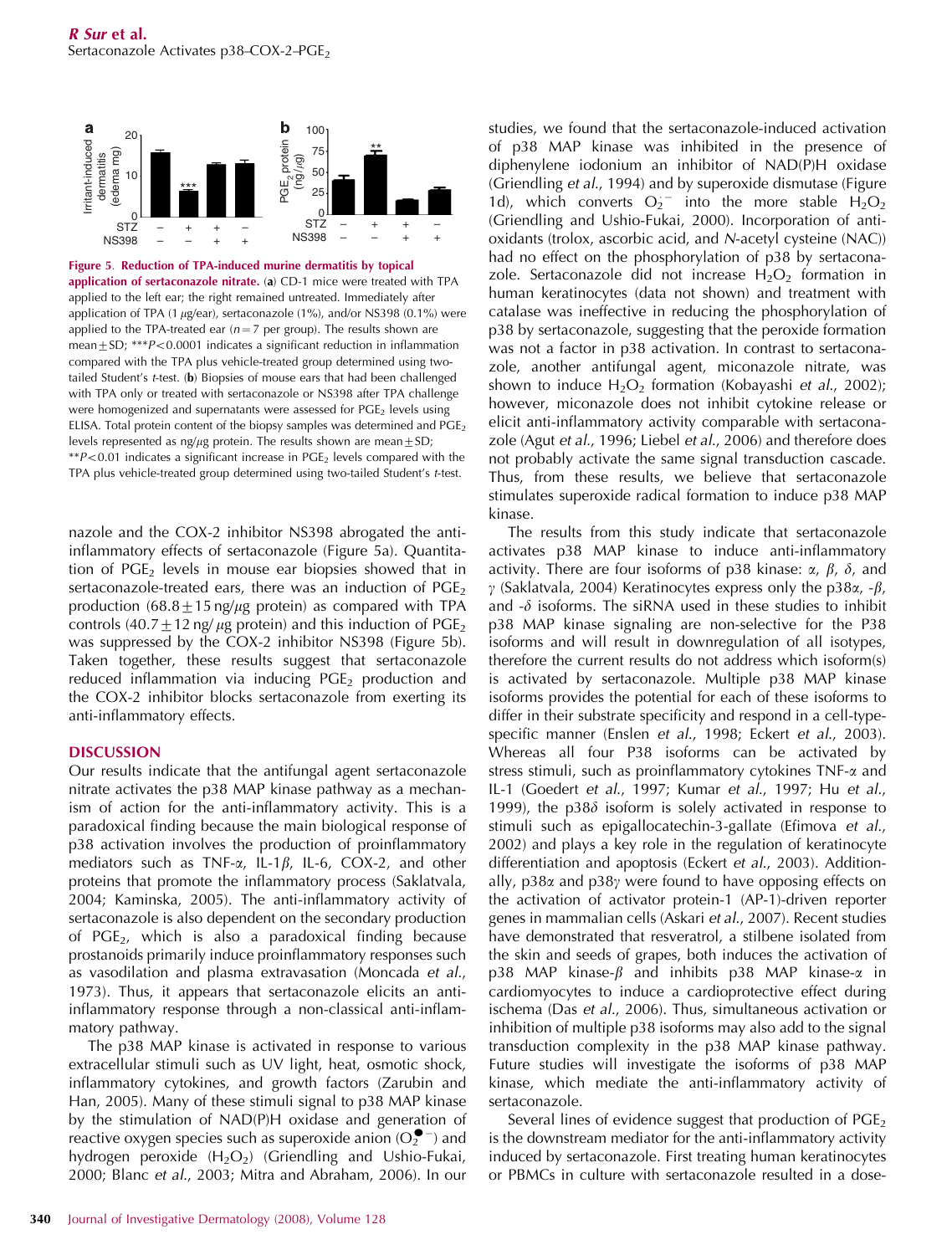**Figure 5. Reduction of TPA-induced murine dermatitis by topical application of sertaconazole nitrate.** (**a**) CD-1 mice were treated with TPA applied to the left ear; the right remained untreated. Immediately after application of TPA (1 μg/ear), sertaconazole (1%), and/or NS398 (0.1%) were applied to the TPA-treated ear ($n=7$ per group). The results shown are mean±SD; ***$P<0.0001$ indicates a significant reduction in inflammation compared with the TPA plus vehicle-treated group determined using two-tailed Student's *t*-test. (**b**) Biopsies of mouse ears that had been challenged with TPA only or treated with sertaconazole or NS398 after TPA challenge were homogenized and supernatants were assessed for $PGE_2$ levels using ELISA. Total protein content of the biopsy samples was determined and $PGE_2$ levels represented as ng/μg protein. The results shown are mean±SD; **$P<0.01$ indicates a significant increase in $PGE_2$ levels compared with the TPA plus vehicle-treated group determined using two-tailed Student's *t*-test.

nazole and the COX-2 inhibitor NS398 abrogated the anti-inflammatory effects of sertaconazole (Figure 5a). Quantitation of $PGE_2$ levels in mouse ear biopsies showed that in sertaconazole-treated ears, there was an induction of $PGE_2$ production (68.8±15 ng/μg protein) as compared with TPA controls (40.7±12 ng/μg protein) and this induction of $PGE_2$ was suppressed by the COX-2 inhibitor NS398 (Figure 5b). Taken together, these results suggest that sertaconazole reduced inflammation via inducing $PGE_2$ production and the COX-2 inhibitor blocks sertaconazole from exerting its anti-inflammatory effects.

## DISCUSSION

Our results indicate that the antifungal agent sertaconazole nitrate activates the p38 MAP kinase pathway as a mechanism of action for the anti-inflammatory activity. This is a paradoxical finding because the main biological response of p38 activation involves the production of proinflammatory mediators such as TNF-α, IL-1β, IL-6, COX-2, and other proteins that promote the inflammatory process (Saklatvala, 2004; Kaminska, 2005). The anti-inflammatory activity of sertaconazole is also dependent on the secondary production of $PGE_2$, which is also a paradoxical finding because prostanoids primarily induce proinflammatory responses such as vasodilation and plasma extravasation (Moncada *et al.*, 1973). Thus, it appears that sertaconazole elicits an anti-inflammatory response through a non-classical anti-inflammatory pathway.

The p38 MAP kinase is activated in response to various extracellular stimuli such as UV light, heat, osmotic shock, inflammatory cytokines, and growth factors (Zarubin and Han, 2005). Many of these stimuli signal to p38 MAP kinase by the stimulation of NAD(P)H oxidase and generation of reactive oxygen species such as superoxide anion ($O_2^{\bullet-}$) and hydrogen peroxide ($H_2O_2$) (Griendling and Ushio-Fukai, 2000; Blanc *et al.*, 2003; Mitra and Abraham, 2006). In our studies, we found that the sertaconazole-induced activation of p38 MAP kinase was inhibited in the presence of diphenylene iodonium an inhibitor of NAD(P)H oxidase (Griendling *et al.*, 1994) and by superoxide dismutase (Figure 1d), which converts $O_2^{\cdot-}$ into the more stable $H_2O_2$ (Griendling and Ushio-Fukai, 2000). Incorporation of antioxidants (trolox, ascorbic acid, and *N*-acetyl cysteine (NAC)) had no effect on the phosphorylation of p38 by sertaconazole. Sertaconazole did not increase $H_2O_2$ formation in human keratinocytes (data not shown) and treatment with catalase was ineffective in reducing the phosphorylation of p38 by sertaconazole, suggesting that the peroxide formation was not a factor in p38 activation. In contrast to sertaconazole, another antifungal agent, miconazole nitrate, was shown to induce $H_2O_2$ formation (Kobayashi *et al.*, 2002); however, miconazole does not inhibit cytokine release or elicit anti-inflammatory activity comparable with sertaconazole (Agut *et al.*, 1996; Liebel *et al.*, 2006) and therefore does not probably activate the same signal transduction cascade. Thus, from these results, we believe that sertaconazole stimulates superoxide radical formation to induce p38 MAP kinase.

The results from this study indicate that sertaconazole activates p38 MAP kinase to induce anti-inflammatory activity. There are four isoforms of p38 kinase: α, β, δ, and γ (Saklatvala, 2004) Keratinocytes express only the p38α, -β, and -δ isoforms. The siRNA used in these studies to inhibit p38 MAP kinase signaling are non-selective for the P38 isoforms and will result in downregulation of all isotypes, therefore the current results do not address which isoform(s) is activated by sertaconazole. Multiple p38 MAP kinase isoforms provides the potential for each of these isoforms to differ in their substrate specificity and respond in a cell-type-specific manner (Enslen *et al.*, 1998; Eckert *et al.*, 2003). Whereas all four P38 isoforms can be activated by stress stimuli, such as proinflammatory cytokines TNF-α and IL-1 (Goedert *et al.*, 1997; Kumar *et al.*, 1997; Hu *et al.*, 1999), the p38δ isoform is solely activated in response to stimuli such as epigallocatechin-3-gallate (Efimova *et al.*, 2002) and plays a key role in the regulation of keratinocyte differentiation and apoptosis (Eckert *et al.*, 2003). Additionally, p38α and p38γ were found to have opposing effects on the activation of activator protein-1 (AP-1)-driven reporter genes in mammalian cells (Askari *et al.*, 2007). Recent studies have demonstrated that resveratrol, a stilbene isolated from the skin and seeds of grapes, both induces the activation of p38 MAP kinase-β and inhibits p38 MAP kinase-α in cardiomyocytes to induce a cardioprotective effect during ischema (Das *et al.*, 2006). Thus, simultaneous activation or inhibition of multiple p38 isoforms may also add to the signal transduction complexity in the p38 MAP kinase pathway. Future studies will investigate the isoforms of p38 MAP kinase, which mediate the anti-inflammatory activity of sertaconazole.

Several lines of evidence suggest that production of $PGE_2$ is the downstream mediator for the anti-inflammatory activity induced by sertaconazole. First treating human keratinocytes or PBMCs in culture with sertaconazole resulted in a dose-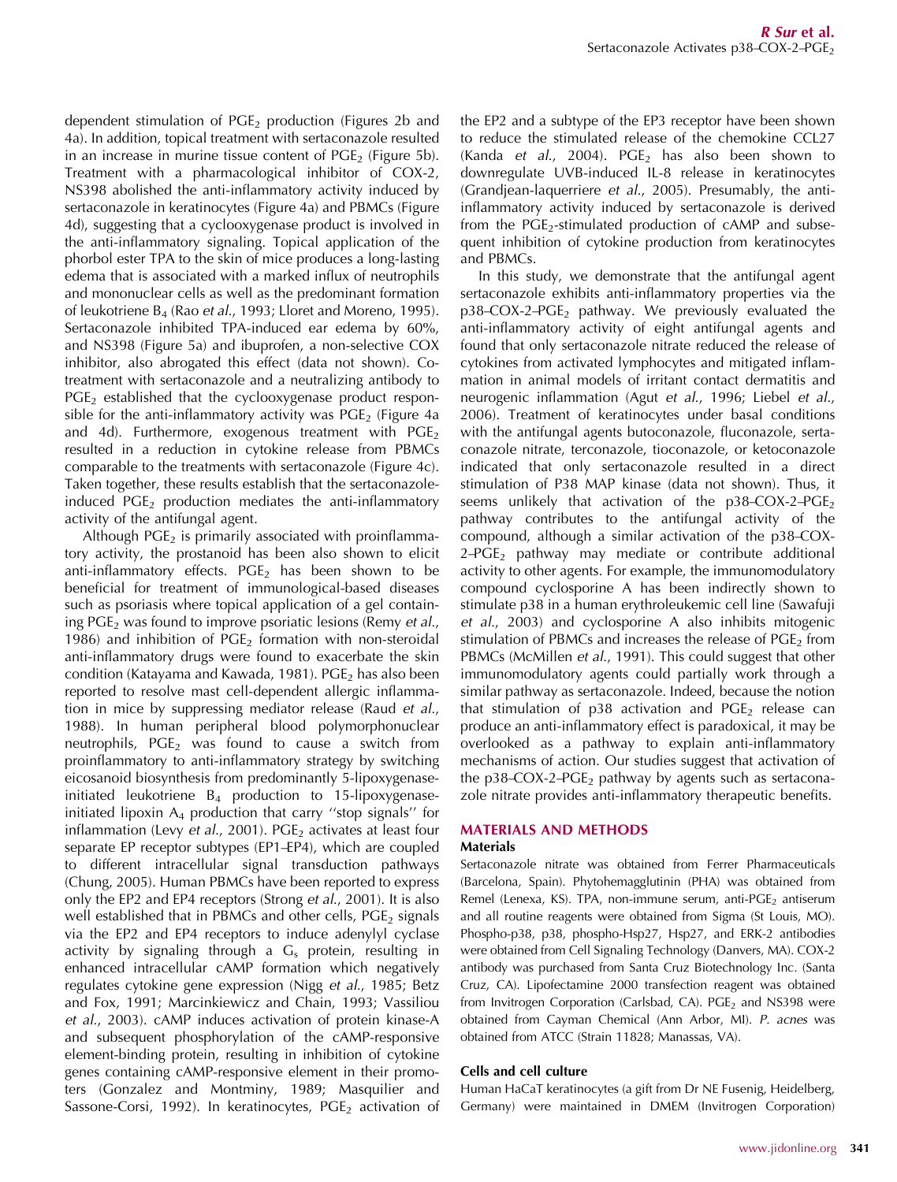dependent stimulation of $PGE_2$ production (Figures 2b and 4a). In addition, topical treatment with sertaconazole resulted in an increase in murine tissue content of $PGE_2$ (Figure 5b). Treatment with a pharmacological inhibitor of COX-2, NS398 abolished the anti-inflammatory activity induced by sertaconazole in keratinocytes (Figure 4a) and PBMCs (Figure 4d), suggesting that a cyclooxygenase product is involved in the anti-inflammatory signaling. Topical application of the phorbol ester TPA to the skin of mice produces a long-lasting edema that is associated with a marked influx of neutrophils and mononuclear cells as well as the predominant formation of leukotriene $B_4$ (Rao *et al.*, 1993; Lloret and Moreno, 1995). Sertaconazole inhibited TPA-induced ear edema by 60%, and NS398 (Figure 5a) and ibuprofen, a non-selective COX inhibitor, also abrogated this effect (data not shown). Co-treatment with sertaconazole and a neutralizing antibody to $PGE_2$ established that the cyclooxygenase product responsible for the anti-inflammatory activity was $PGE_2$ (Figure 4a and 4d). Furthermore, exogenous treatment with $PGE_2$ resulted in a reduction in cytokine release from PBMCs comparable to the treatments with sertaconazole (Figure 4c). Taken together, these results establish that the sertaconazole-induced $PGE_2$ production mediates the anti-inflammatory activity of the antifungal agent.

Although $PGE_2$ is primarily associated with proinflammatory activity, the prostanoid has been also shown to elicit anti-inflammatory effects. $PGE_2$ has been shown to be beneficial for treatment of immunological-based diseases such as psoriasis where topical application of a gel containing $PGE_2$ was found to improve psoriatic lesions (Remy *et al.*, 1986) and inhibition of $PGE_2$ formation with non-steroidal anti-inflammatory drugs were found to exacerbate the skin condition (Katayama and Kawada, 1981). $PGE_2$ has also been reported to resolve mast cell-dependent allergic inflammation in mice by suppressing mediator release (Raud *et al.*, 1988). In human peripheral blood polymorphonuclear neutrophils, $PGE_2$ was found to cause a switch from proinflammatory to anti-inflammatory strategy by switching eicosanoid biosynthesis from predominantly 5-lipoxygenase-initiated leukotriene $B_4$ production to 15-lipoxygenase-initiated lipoxin $A_4$ production that carry ''stop signals'' for inflammation (Levy *et al.*, 2001). $PGE_2$ activates at least four separate EP receptor subtypes (EP1–EP4), which are coupled to different intracellular signal transduction pathways (Chung, 2005). Human PBMCs have been reported to express only the EP2 and EP4 receptors (Strong *et al.*, 2001). It is also well established that in PBMCs and other cells, $PGE_2$ signals via the EP2 and EP4 receptors to induce adenylyl cyclase activity by signaling through a $G_s$ protein, resulting in enhanced intracellular cAMP formation which negatively regulates cytokine gene expression (Nigg *et al.*, 1985; Betz and Fox, 1991; Marcinkiewicz and Chain, 1993; Vassiliou *et al.*, 2003). cAMP induces activation of protein kinase-A and subsequent phosphorylation of the cAMP-responsive element-binding protein, resulting in inhibition of cytokine genes containing cAMP-responsive element in their promoters (Gonzalez and Montminy, 1989; Masquilier and Sassone-Corsi, 1992). In keratinocytes, $PGE_2$ activation of the EP2 and a subtype of the EP3 receptor have been shown to reduce the stimulated release of the chemokine CCL27 (Kanda *et al.*, 2004). $PGE_2$ has also been shown to downregulate UVB-induced IL-8 release in keratinocytes (Grandjean-laquerriere *et al.*, 2005). Presumably, the anti-inflammatory activity induced by sertaconazole is derived from the $PGE_2$-stimulated production of cAMP and subsequent inhibition of cytokine production from keratinocytes and PBMCs.

In this study, we demonstrate that the antifungal agent sertaconazole exhibits anti-inflammatory properties via the p38–COX-2–$PGE_2$ pathway. We previously evaluated the anti-inflammatory activity of eight antifungal agents and found that only sertaconazole nitrate reduced the release of cytokines from activated lymphocytes and mitigated inflammation in animal models of irritant contact dermatitis and neurogenic inflammation (Agut *et al.*, 1996; Liebel *et al.*, 2006). Treatment of keratinocytes under basal conditions with the antifungal agents butoconazole, fluconazole, sertaconazole nitrate, terconazole, tioconazole, or ketoconazole indicated that only sertaconazole resulted in a direct stimulation of P38 MAP kinase (data not shown). Thus, it seems unlikely that activation of the p38–COX-2–$PGE_2$ pathway contributes to the antifungal activity of the compound, although a similar activation of the p38–COX-2–$PGE_2$ pathway may mediate or contribute additional activity to other agents. For example, the immunomodulatory compound cyclosporine A has been indirectly shown to stimulate p38 in a human erythroleukemic cell line (Sawafuji *et al.*, 2003) and cyclosporine A also inhibits mitogenic stimulation of PBMCs and increases the release of $PGE_2$ from PBMCs (McMillen *et al.*, 1991). This could suggest that other immunomodulatory agents could partially work through a similar pathway as sertaconazole. Indeed, because the notion that stimulation of p38 activation and $PGE_2$ release can produce an anti-inflammatory effect is paradoxical, it may be overlooked as a pathway to explain anti-inflammatory mechanisms of action. Our studies suggest that activation of the p38–COX-2–$PGE_2$ pathway by agents such as sertaconazole nitrate provides anti-inflammatory therapeutic benefits.

## MATERIALS AND METHODS

### Materials

Sertaconazole nitrate was obtained from Ferrer Pharmaceuticals (Barcelona, Spain). Phytohemagglutinin (PHA) was obtained from Remel (Lenexa, KS). TPA, non-immune serum, anti-$PGE_2$ antiserum and all routine reagents were obtained from Sigma (St Louis, MO). Phospho-p38, p38, phospho-Hsp27, Hsp27, and ERK-2 antibodies were obtained from Cell Signaling Technology (Danvers, MA). COX-2 antibody was purchased from Santa Cruz Biotechnology Inc. (Santa Cruz, CA). Lipofectamine 2000 transfection reagent was obtained from Invitrogen Corporation (Carlsbad, CA). $PGE_2$ and NS398 were obtained from Cayman Chemical (Ann Arbor, MI). *P. acnes* was obtained from ATCC (Strain 11828; Manassas, VA).

### Cells and cell culture

Human HaCaT keratinocytes (a gift from Dr NE Fusenig, Heidelberg, Germany) were maintained in DMEM (Invitrogen Corporation)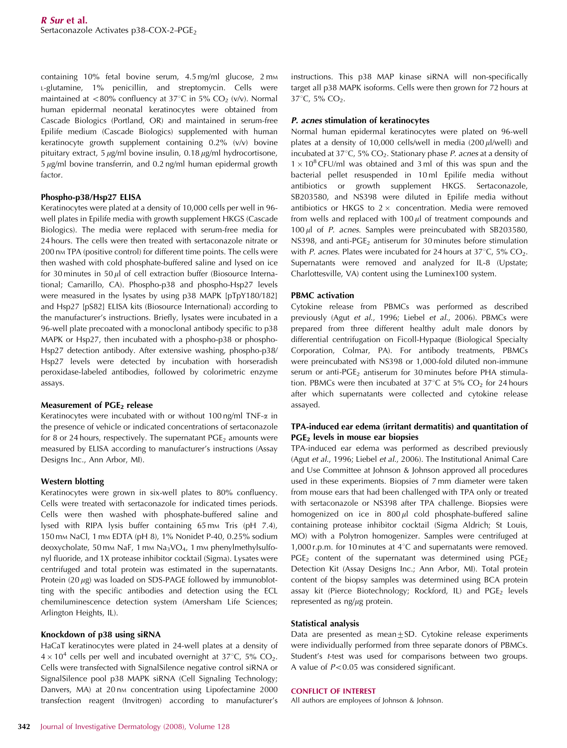containing 10% fetal bovine serum, 4.5 mg/ml glucose, 2 mM L-glutamine, 1% penicillin, and streptomycin. Cells were maintained at <80% confluency at 37°C in 5% $CO_2$ (v/v). Normal human epidermal neonatal keratinocytes were obtained from Cascade Biologics (Portland, OR) and maintained in serum-free Epilife medium (Cascade Biologics) supplemented with human keratinocyte growth supplement containing 0.2% (v/v) bovine pituitary extract, 5 μg/ml bovine insulin, 0.18 μg/ml hydrocortisone, 5 μg/ml bovine transferrin, and 0.2 ng/ml human epidermal growth factor.

### Phospho-p38/Hsp27 ELISA

Keratinocytes were plated at a density of 10,000 cells per well in 96-well plates in Epilife media with growth supplement HKGS (Cascade Biologics). The media were replaced with serum-free media for 24 hours. The cells were then treated with sertaconazole nitrate or 200 nM TPA (positive control) for different time points. The cells were then washed with cold phosphate-buffered saline and lysed on ice for 30 minutes in 50 μl of cell extraction buffer (Biosource International; Camarillo, CA). Phospho-p38 and phospho-Hsp27 levels were measured in the lysates by using p38 MAPK [pTpY180/182] and Hsp27 [pS82] ELISA kits (Biosource International) according to the manufacturer's instructions. Briefly, lysates were incubated in a 96-well plate precoated with a monoclonal antibody specific to p38 MAPK or Hsp27, then incubated with a phospho-p38 or phospho-Hsp27 detection antibody. After extensive washing, phospho-p38/Hsp27 levels were detected by incubation with horseradish peroxidase-labeled antibodies, followed by colorimetric enzyme assays.

### Measurement of $PGE_2$ release

Keratinocytes were incubated with or without 100 ng/ml TNF-α in the presence of vehicle or indicated concentrations of sertaconazole for 8 or 24 hours, respectively. The supernatant $PGE_2$ amounts were measured by ELISA according to manufacturer's instructions (Assay Designs Inc., Ann Arbor, MI).

### Western blotting

Keratinocytes were grown in six-well plates to 80% confluency. Cells were treated with sertaconazole for indicated times periods. Cells were then washed with phosphate-buffered saline and lysed with RIPA lysis buffer containing 65 mM Tris (pH 7.4), 150 mM NaCl, 1 mM EDTA (pH 8), 1% Nonidet P-40, 0.25% sodium deoxycholate, 50 mM NaF, 1 mM $Na_3VO_4$, 1 mM phenylmethylsulfonyl fluoride, and 1X protease inhibitor cocktail (Sigma). Lysates were centrifuged and total protein was estimated in the supernatants. Protein (20 μg) was loaded on SDS-PAGE followed by immunoblotting with the specific antibodies and detection using the ECL chemiluminescence detection system (Amersham Life Sciences; Arlington Heights, IL).

### Knockdown of p38 using siRNA

HaCaT keratinocytes were plated in 24-well plates at a density of $4 \times 10^4$ cells per well and incubated overnight at 37°C, 5% $CO_2$. Cells were transfected with SignalSilence negative control siRNA or SignalSilence pool p38 MAPK siRNA (Cell Signaling Technology; Danvers, MA) at 20 nM concentration using Lipofectamine 2000 transfection reagent (Invitrogen) according to manufacturer's instructions. This p38 MAP kinase siRNA will non-specifically target all p38 MAPK isoforms. Cells were then grown for 72 hours at 37°C, 5% $CO_2$.

### *P. acnes* stimulation of keratinocytes

Normal human epidermal keratinocytes were plated on 96-well plates at a density of 10,000 cells/well in media (200 μl/well) and incubated at 37°C, 5% $CO_2$. Stationary phase *P. acnes* at a density of $1 \times 10^8$ CFU/ml was obtained and 3 ml of this was spun and the bacterial pellet resuspended in 10 ml Epilife media without antibiotics or growth supplement HKGS. Sertaconazole, SB203580, and NS398 were diluted in Epilife media without antibiotics or HKGS to 2 × concentration. Media were removed from wells and replaced with 100 μl of treatment compounds and 100 μl of *P. acnes*. Samples were preincubated with SB203580, NS398, and anti-$PGE_2$ antiserum for 30 minutes before stimulation with *P. acnes*. Plates were incubated for 24 hours at 37°C, 5% $CO_2$. Supernatants were removed and analyzed for IL-8 (Upstate; Charlottesville, VA) content using the Luminex100 system.

### PBMC activation

Cytokine release from PBMCs was performed as described previously (Agut *et al.*, 1996; Liebel *et al.*, 2006). PBMCs were prepared from three different healthy adult male donors by differential centrifugation on Ficoll-Hypaque (Biological Specialty Corporation, Colmar, PA). For antibody treatments, PBMCs were preincubated with NS398 or 1,000-fold diluted non-immune serum or anti-$PGE_2$ antiserum for 30 minutes before PHA stimulation. PBMCs were then incubated at 37°C at 5% $CO_2$ for 24 hours after which supernatants were collected and cytokine release assayed.

### TPA-induced ear edema (irritant dermatitis) and quantitation of $PGE_2$ levels in mouse ear biopsies

TPA-induced ear edema was performed as described previously (Agut *et al.*, 1996; Liebel *et al.*, 2006). The Institutional Animal Care and Use Committee at Johnson & Johnson approved all procedures used in these experiments. Biopsies of 7 mm diameter were taken from mouse ears that had been challenged with TPA only or treated with sertaconazole or NS398 after TPA challenge. Biopsies were homogenized on ice in 800 μl cold phosphate buffered saline containing protease inhibitor cocktail (Sigma Aldrich; St Louis, MO) with a Polytron homogenizer. Samples were centrifuged at 1,000 r.p.m. for 10 minutes at 4°C and supernatants were removed. $PGE_2$ content of the supernatant was determined using $PGE_2$ Detection Kit (Assay Designs Inc.; Ann Arbor, MI). Total protein content of the biopsy samples was determined using BCA protein assay kit (Pierce Biotechnology; Rockford, IL) and $PGE_2$ levels represented as ng/μg protein.

### Statistical analysis

Data are presented as mean±SD. Cytokine release experiments were individually performed from three separate donors of PBMCs. Student's *t*-test was used for comparisons between two groups. A value of $P<0.05$ was considered significant.

## CONFLICT OF INTEREST

All authors are employees of Johnson & Johnson.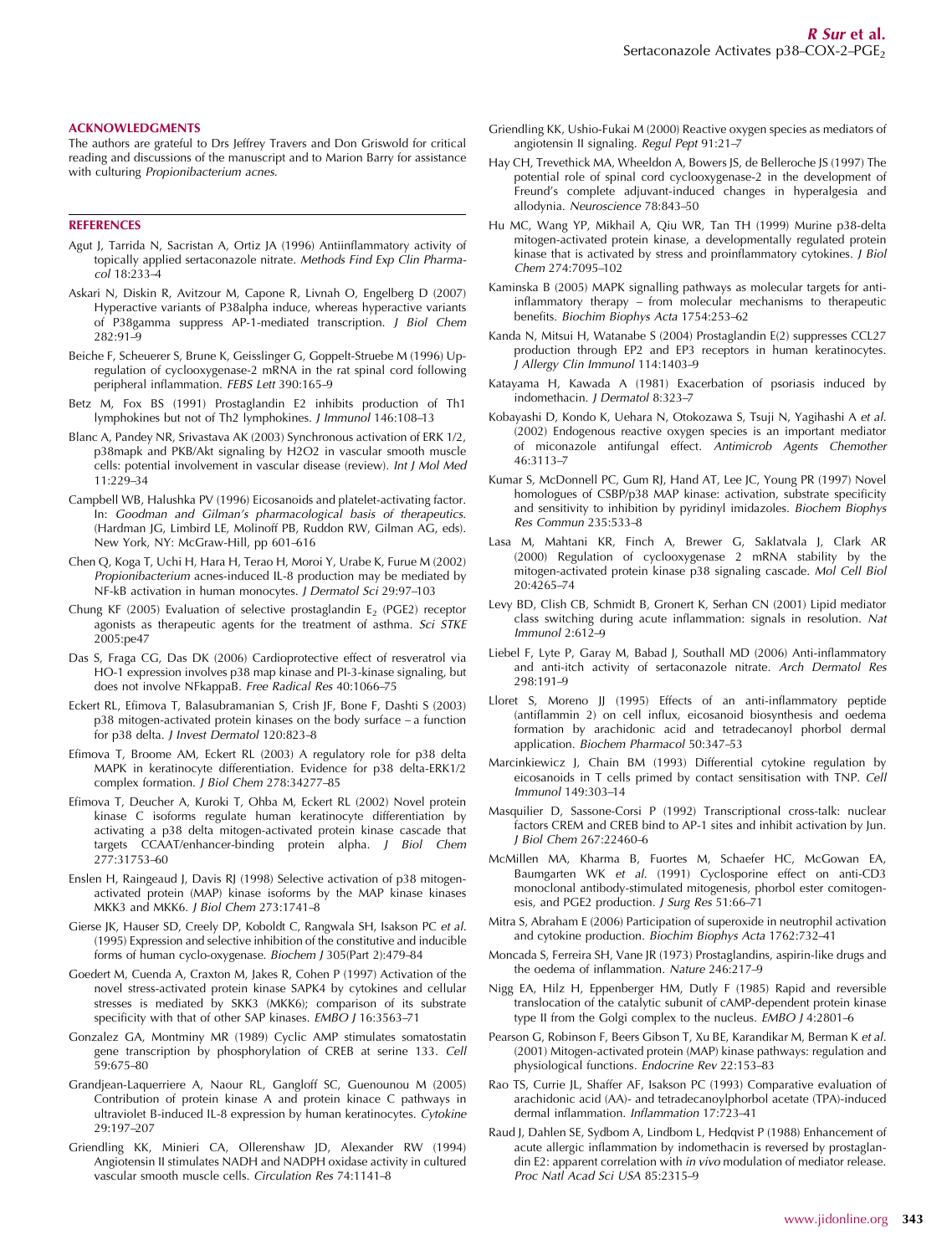## ACKNOWLEDGMENTS

The authors are grateful to Drs Jeffrey Travers and Don Griswold for critical reading and discussions of the manuscript and to Marion Barry for assistance with culturing *Propionibacterium acnes*.

## REFERENCES

Agut J, Tarrida N, Sacristan A, Ortiz JA (1996) Antiinflammatory activity of topically applied sertaconazole nitrate. *Methods Find Exp Clin Pharmacol* 18:233–4

Askari N, Diskin R, Avitzour M, Capone R, Livnah O, Engelberg D (2007) Hyperactive variants of P38alpha induce, whereas hyperactive variants of P38gamma suppress AP-1-mediated transcription. *J Biol Chem* 282:91–9

Beiche F, Scheuerer S, Brune K, Geisslinger G, Goppelt-Struebe M (1996) Up-regulation of cyclooxygenase-2 mRNA in the rat spinal cord following peripheral inflammation. *FEBS Lett* 390:165–9

Betz M, Fox BS (1991) Prostaglandin E2 inhibits production of Th1 lymphokines but not of Th2 lymphokines. *J Immunol* 146:108–13

Blanc A, Pandey NR, Srivastava AK (2003) Synchronous activation of ERK 1/2, p38mapk and PKB/Akt signaling by H2O2 in vascular smooth muscle cells: potential involvement in vascular disease (review). *Int J Mol Med* 11:229–34

Campbell WB, Halushka PV (1996) Eicosanoids and platelet-activating factor. In: *Goodman and Gilman's pharmacological basis of therapeutics*. (Hardman JG, Limbird LE, Molinoff PB, Ruddon RW, Gilman AG, eds). New York, NY: McGraw-Hill, pp 601–616

Chen Q, Koga T, Uchi H, Hara H, Terao H, Moroi Y, Urabe K, Furue M (2002) *Propionibacterium* acnes-induced IL-8 production may be mediated by NF-kB activation in human monocytes. *J Dermatol Sci* 29:97–103

Chung KF (2005) Evaluation of selective prostaglandin $E_2$ (PGE2) receptor agonists as therapeutic agents for the treatment of asthma. *Sci STKE* 2005:pe47

Das S, Fraga CG, Das DK (2006) Cardioprotective effect of resveratrol via HO-1 expression involves p38 map kinase and PI-3-kinase signaling, but does not involve NFkappaB. *Free Radical Res* 40:1066–75

Eckert RL, Efimova T, Balasubramanian S, Crish JF, Bone F, Dashti S (2003) p38 mitogen-activated protein kinases on the body surface – a function for p38 delta. *J Invest Dermatol* 120:823–8

Efimova T, Broome AM, Eckert RL (2003) A regulatory role for p38 delta MAPK in keratinocyte differentiation. Evidence for p38 delta-ERK1/2 complex formation. *J Biol Chem* 278:34277–85

Efimova T, Deucher A, Kuroki T, Ohba M, Eckert RL (2002) Novel protein kinase C isoforms regulate human keratinocyte differentiation by activating a p38 delta mitogen-activated protein kinase cascade that targets CCAAT/enhancer-binding protein alpha. *J Biol Chem* 277:31753–60

Enslen H, Raingeaud J, Davis RJ (1998) Selective activation of p38 mitogen-activated protein (MAP) kinase isoforms by the MAP kinase kinases MKK3 and MKK6. *J Biol Chem* 273:1741–8

Gierse JK, Hauser SD, Creely DP, Koboldt C, Rangwala SH, Isakson PC *et al.* (1995) Expression and selective inhibition of the constitutive and inducible forms of human cyclo-oxygenase. *Biochem J* 305(Part 2):479–84

Goedert M, Cuenda A, Craxton M, Jakes R, Cohen P (1997) Activation of the novel stress-activated protein kinase SAPK4 by cytokines and cellular stresses is mediated by SKK3 (MKK6); comparison of its substrate specificity with that of other SAP kinases. *EMBO J* 16:3563–71

Gonzalez GA, Montminy MR (1989) Cyclic AMP stimulates somatostatin gene transcription by phosphorylation of CREB at serine 133. *Cell* 59:675–80

Grandjean-Laquerriere A, Naour RL, Gangloff SC, Guenounou M (2005) Contribution of protein kinase A and protein kinace C pathways in ultraviolet B-induced IL-8 expression by human keratinocytes. *Cytokine* 29:197–207

Griendling KK, Minieri CA, Ollerenshaw JD, Alexander RW (1994) Angiotensin II stimulates NADH and NADPH oxidase activity in cultured vascular smooth muscle cells. *Circulation Res* 74:1141–8

Griendling KK, Ushio-Fukai M (2000) Reactive oxygen species as mediators of angiotensin II signaling. *Regul Pept* 91:21–7

Hay CH, Trevethick MA, Wheeldon A, Bowers JS, de Belleroche JS (1997) The potential role of spinal cord cyclooxygenase-2 in the development of Freund's complete adjuvant-induced changes in hyperalgesia and allodynia. *Neuroscience* 78:843–50

Hu MC, Wang YP, Mikhail A, Qiu WR, Tan TH (1999) Murine p38-delta mitogen-activated protein kinase, a developmentally regulated protein kinase that is activated by stress and proinflammatory cytokines. *J Biol Chem* 274:7095–102

Kaminska B (2005) MAPK signalling pathways as molecular targets for anti-inflammatory therapy – from molecular mechanisms to therapeutic benefits. *Biochim Biophys Acta* 1754:253–62

Kanda N, Mitsui H, Watanabe S (2004) Prostaglandin E(2) suppresses CCL27 production through EP2 and EP3 receptors in human keratinocytes. *J Allergy Clin Immunol* 114:1403–9

Katayama H, Kawada A (1981) Exacerbation of psoriasis induced by indomethacin. *J Dermatol* 8:323–7

Kobayashi D, Kondo K, Uehara N, Otokozawa S, Tsuji N, Yagihashi A *et al.* (2002) Endogenous reactive oxygen species is an important mediator of miconazole antifungal effect. *Antimicrob Agents Chemother* 46:3113–7

Kumar S, McDonnell PC, Gum RJ, Hand AT, Lee JC, Young PR (1997) Novel homologues of CSBP/p38 MAP kinase: activation, substrate specificity and sensitivity to inhibition by pyridinyl imidazoles. *Biochem Biophys Res Commun* 235:533–8

Lasa M, Mahtani KR, Finch A, Brewer G, Saklatvala J, Clark AR (2000) Regulation of cyclooxygenase 2 mRNA stability by the mitogen-activated protein kinase p38 signaling cascade. *Mol Cell Biol* 20:4265–74

Levy BD, Clish CB, Schmidt B, Gronert K, Serhan CN (2001) Lipid mediator class switching during acute inflammation: signals in resolution. *Nat Immunol* 2:612–9

Liebel F, Lyte P, Garay M, Babad J, Southall MD (2006) Anti-inflammatory and anti-itch activity of sertaconazole nitrate. *Arch Dermatol Res* 298:191–9

Lloret S, Moreno JJ (1995) Effects of an anti-inflammatory peptide (antiflammin 2) on cell influx, eicosanoid biosynthesis and oedema formation by arachidonic acid and tetradecanoyl phorbol dermal application. *Biochem Pharmacol* 50:347–53

Marcinkiewicz J, Chain BM (1993) Differential cytokine regulation by eicosanoids in T cells primed by contact sensitisation with TNP. *Cell Immunol* 149:303–14

Masquilier D, Sassone-Corsi P (1992) Transcriptional cross-talk: nuclear factors CREM and CREB bind to AP-1 sites and inhibit activation by Jun. *J Biol Chem* 267:22460–6

McMillen MA, Kharma B, Fuortes M, Schaefer HC, McGowan EA, Baumgarten WK *et al.* (1991) Cyclosporine effect on anti-CD3 monoclonal antibody-stimulated mitogenesis, phorbol ester comitogenesis, and PGE2 production. *J Surg Res* 51:66–71

Mitra S, Abraham E (2006) Participation of superoxide in neutrophil activation and cytokine production. *Biochim Biophys Acta* 1762:732–41

Moncada S, Ferreira SH, Vane JR (1973) Prostaglandins, aspirin-like drugs and the oedema of inflammation. *Nature* 246:217–9

Nigg EA, Hilz H, Eppenberger HM, Dutly F (1985) Rapid and reversible translocation of the catalytic subunit of cAMP-dependent protein kinase type II from the Golgi complex to the nucleus. *EMBO J* 4:2801–6

Pearson G, Robinson F, Beers Gibson T, Xu BE, Karandikar M, Berman K *et al.* (2001) Mitogen-activated protein (MAP) kinase pathways: regulation and physiological functions. *Endocrine Rev* 22:153–83

Rao TS, Currie JL, Shaffer AF, Isakson PC (1993) Comparative evaluation of arachidonic acid (AA)- and tetradecanoylphorbol acetate (TPA)-induced dermal inflammation. *Inflammation* 17:723–41

Raud J, Dahlen SE, Sydbom A, Lindbom L, Hedqvist P (1988) Enhancement of acute allergic inflammation by indomethacin is reversed by prostaglandin E2: apparent correlation with *in vivo* modulation of mediator release. *Proc Natl Acad Sci USA* 85:2315–9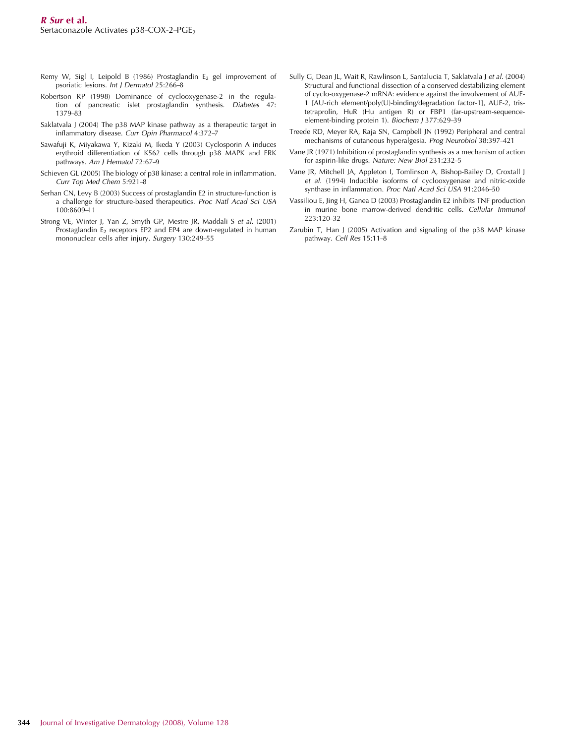Remy W, Sigl I, Leipold B (1986) Prostaglandin $E_2$ gel improvement of psoriatic lesions. *Int J Dermatol* 25:266–8

Robertson RP (1998) Dominance of cyclooxygenase-2 in the regulation of pancreatic islet prostaglandin synthesis. *Diabetes* 47: 1379–83

Saklatvala J (2004) The p38 MAP kinase pathway as a therapeutic target in inflammatory disease. *Curr Opin Pharmacol* 4:372–7

Sawafuji K, Miyakawa Y, Kizaki M, Ikeda Y (2003) Cyclosporin A induces erythroid differentiation of K562 cells through p38 MAPK and ERK pathways. *Am J Hematol* 72:67–9

Schieven GL (2005) The biology of p38 kinase: a central role in inflammation. *Curr Top Med Chem* 5:921–8

Serhan CN, Levy B (2003) Success of prostaglandin E2 in structure-function is a challenge for structure-based therapeutics. *Proc Natl Acad Sci USA* 100:8609–11

Strong VE, Winter J, Yan Z, Smyth GP, Mestre JR, Maddali S *et al.* (2001) Prostaglandin $E_2$ receptors EP2 and EP4 are down-regulated in human mononuclear cells after injury. *Surgery* 130:249–55

Sully G, Dean JL, Wait R, Rawlinson L, Santalucia T, Saklatvala J *et al.* (2004) Structural and functional dissection of a conserved destabilizing element of cyclo-oxygenase-2 mRNA: evidence against the involvement of AUF-1 [AU-rich element/poly(U)-binding/degradation factor-1], AUF-2, tristetraprolin, HuR (Hu antigen R) or FBP1 (far-upstream-sequence-element-binding protein 1). *Biochem J* 377:629–39

Treede RD, Meyer RA, Raja SN, Campbell JN (1992) Peripheral and central mechanisms of cutaneous hyperalgesia. *Prog Neurobiol* 38:397–421

Vane JR (1971) Inhibition of prostaglandin synthesis as a mechanism of action for aspirin-like drugs. *Nature: New Biol* 231:232–5

Vane JR, Mitchell JA, Appleton I, Tomlinson A, Bishop-Bailey D, Croxtall J *et al.* (1994) Inducible isoforms of cyclooxygenase and nitric-oxide synthase in inflammation. *Proc Natl Acad Sci USA* 91:2046–50

Vassiliou E, Jing H, Ganea D (2003) Prostaglandin E2 inhibits TNF production in murine bone marrow-derived dendritic cells. *Cellular Immunol* 223:120–32

Zarubin T, Han J (2005) Activation and signaling of the p38 MAP kinase pathway. *Cell Res* 15:11–8